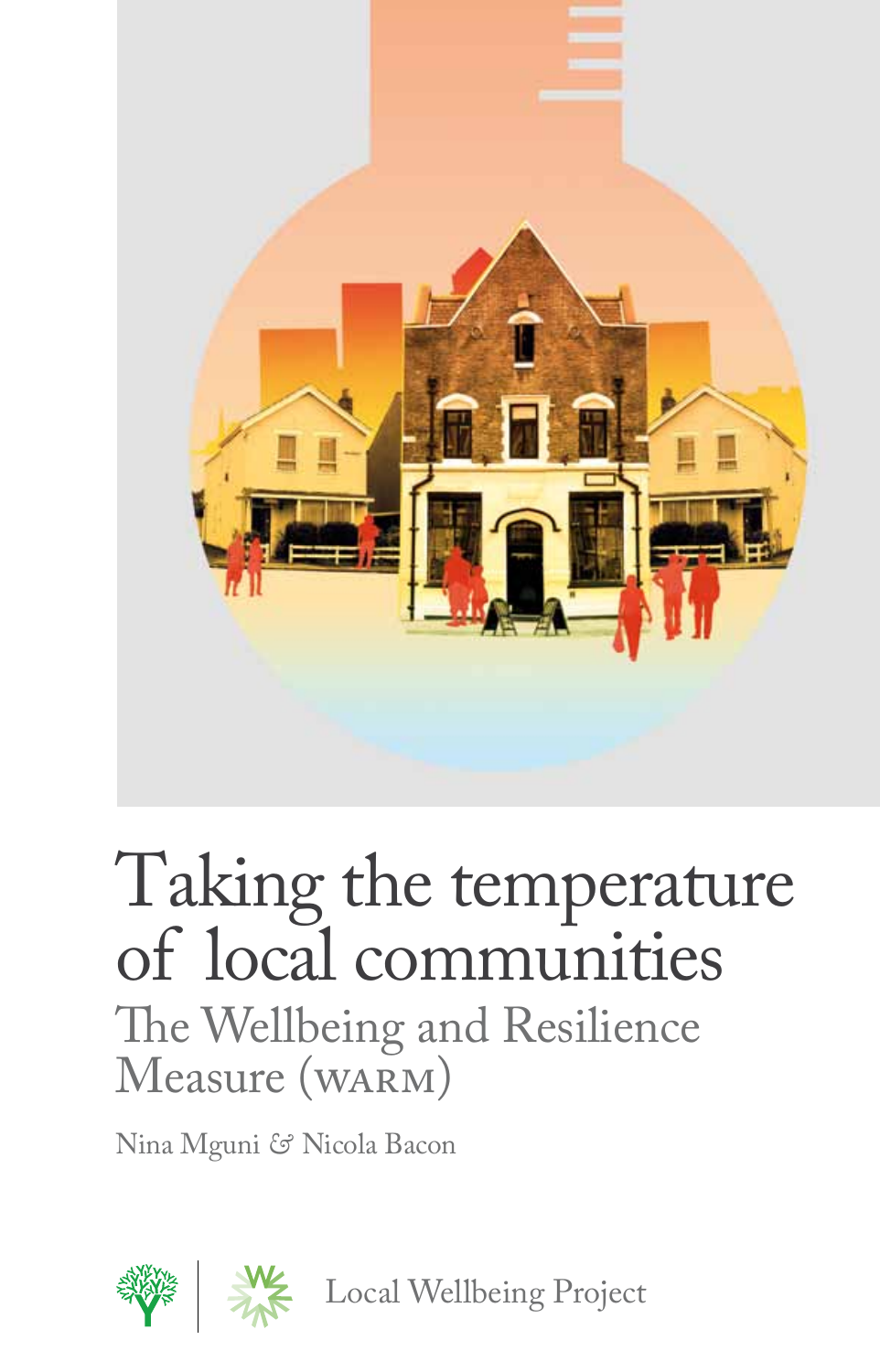# Taking the temperature of local communities

## The Wellbeing and Resilience Measure (WARM)

Nina Mguni & Nicola Bacon

Local Wellbeing Project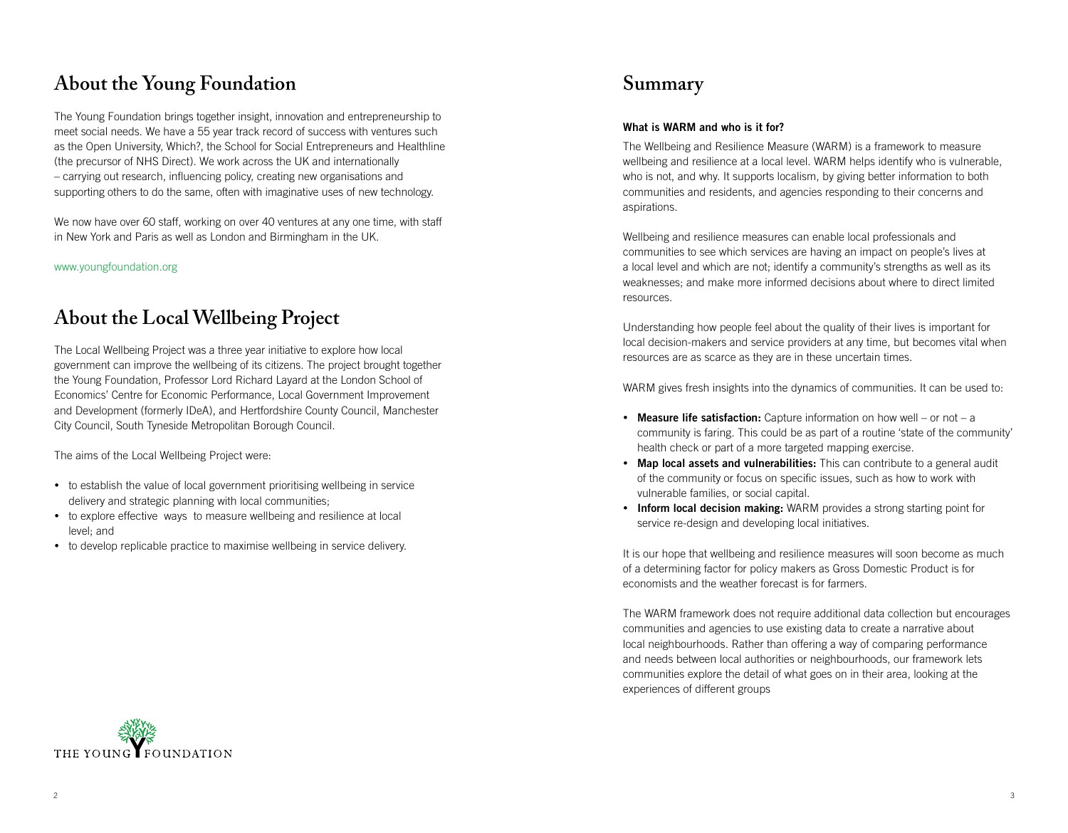## About the Young Foundation

The Young Foundation brings together insight, innovation and entrepreneurship to meet social needs. We have a 55 year track record of success with ventures such as the Open University, Which?, the School for Social Entrepreneurs and Healthline (the precursor of NHS Direct). We work across the UK and internationally – carrying out research, influencing policy, creating new organisations and supporting others to do the same, often with imaginative uses of new technology.

We now have over 60 staff, working on over 40 ventures at any one time, with staff in New York and Paris as well as London and Birmingham in the UK.

www.youngfoundation.org

## About the Local Wellbeing Project

The Local Wellbeing Project was a three year initiative to explore how local government can improve the wellbeing of its citizens. The project brought together the Young Foundation, Professor Lord Richard Layard at the London School of Economics' Centre for Economic Performance, Local Government Improvement and Development (formerly IDeA), and Hertfordshire County Council, Manchester City Council, South Tyneside Metropolitan Borough Council.

The aims of the Local Wellbeing Project were:

- to establish the value of local government prioritising wellbeing in service delivery and strategic planning with local communities;
- to explore effective ways to measure wellbeing and resilience at local level; and
- to develop replicable practice to maximise wellbeing in service delivery.

THE YOUNG FOUNDATION

## Summary

**What is WARM and who is it for?**

The Wellbeing and Resilience Measure (WARM) is a framework to measure wellbeing and resilience at a local level. WARM helps identify who is vulnerable, who is not, and why. It supports localism, by giving better information to both communities and residents, and agencies responding to their concerns and aspirations.

Wellbeing and resilience measures can enable local professionals and communities to see which services are having an impact on people's lives at a local level and which are not; identify a community's strengths as well as its weaknesses; and make more informed decisions about where to direct limited resources.

Understanding how people feel about the quality of their lives is important for local decision-makers and service providers at any time, but becomes vital when resources are as scarce as they are in these uncertain times.

WARM gives fresh insights into the dynamics of communities. It can be used to:

- **Measure life satisfaction:** Capture information on how well – or not – a community is faring. This could be as part of a routine 'state of the community' health check or part of a more targeted mapping exercise.
- **Map local assets and vulnerabilities:** This can contribute to a general audit of the community or focus on specific issues, such as how to work with vulnerable families, or social capital.
- **Inform local decision making:** WARM provides a strong starting point for service re-design and developing local initiatives.

It is our hope that wellbeing and resilience measures will soon become as much of a determining factor for policy makers as Gross Domestic Product is for economists and the weather forecast is for farmers.

The WARM framework does not require additional data collection but encourages communities and agencies to use existing data to create a narrative about local neighbourhoods. Rather than offering a way of comparing performance and needs between local authorities or neighbourhoods, our framework lets communities explore the detail of what goes on in their area, looking at the experiences of different groups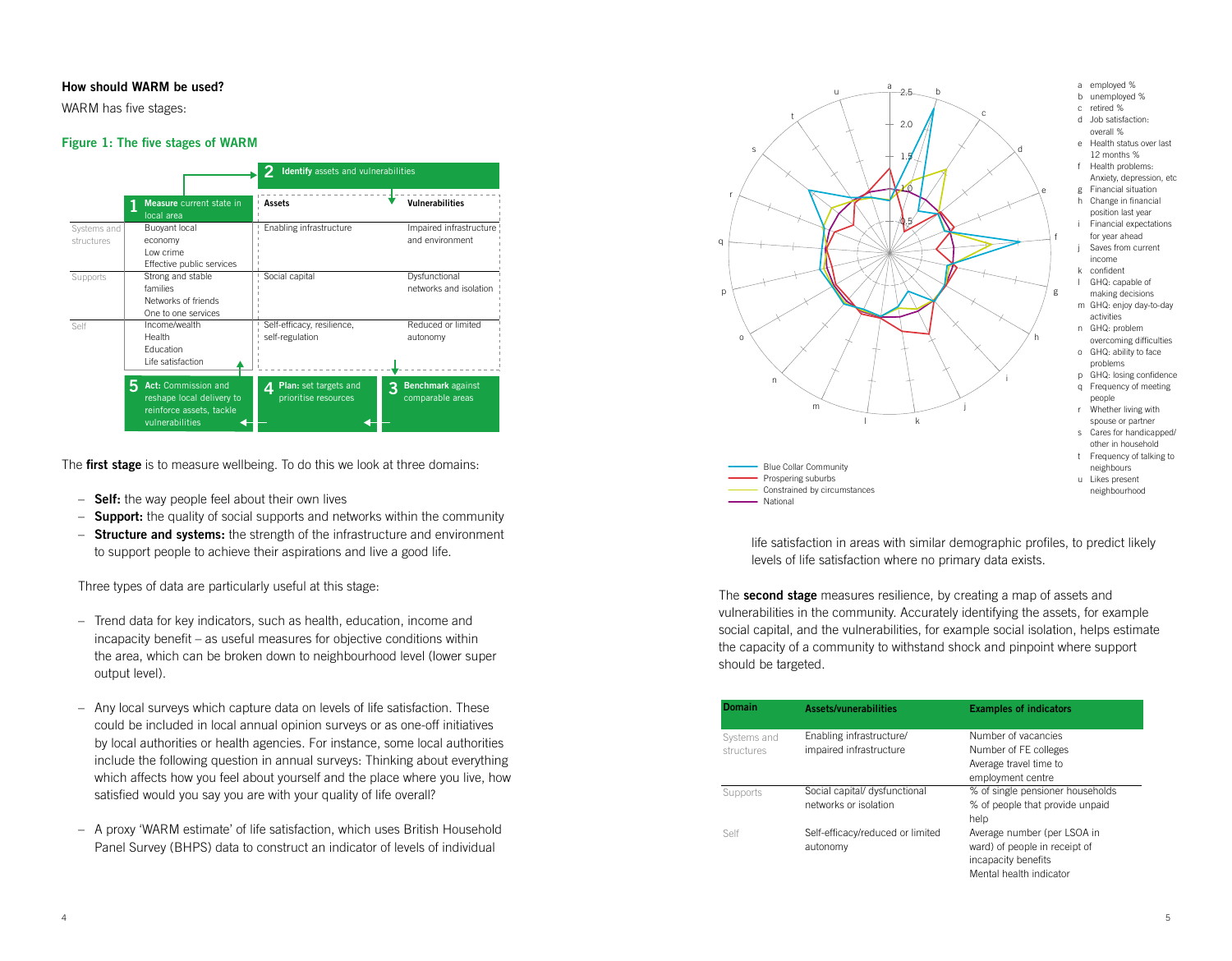### How should WARM be used?

WARM has five stages:

**Figure 1: The five stages of WARM**

| | **1 Measure** current state in local area | **2 Identify** assets and vulnerabilities: Assets | Vulnerabilities |
|---|---|---|---|
| Systems and structures | Buoyant local economy<br>Low crime<br>Effective public services | Enabling infrastructure | Impaired infrastructure and environment |
| Supports | Strong and stable families<br>Networks of friends<br>One to one services | Social capital | Dysfunctional networks and isolation |
| Self | Income/wealth<br>Health<br>Education<br>Life satisfaction | Self-efficacy, resilience, self-regulation | Reduced or limited autonomy |

**5 Act:** Commission and reshape local delivery to reinforce assets, tackle vulnerabilities ← **4 Plan:** set targets and prioritise resources ← **3 Benchmark** against comparable areas

The **first stage** is to measure wellbeing. To do this we look at three domains:

- **Self:** the way people feel about their own lives
- **Support:** the quality of social supports and networks within the community
- **Structure and systems:** the strength of the infrastructure and environment to support people to achieve their aspirations and live a good life.

Three types of data are particularly useful at this stage:

- Trend data for key indicators, such as health, education, income and incapacity benefit – as useful measures for objective conditions within the area, which can be broken down to neighbourhood level (lower super output level).
- Any local surveys which capture data on levels of life satisfaction. These could be included in local annual opinion surveys or as one-off initiatives by local authorities or health agencies. For instance, some local authorities include the following question in annual surveys: Thinking about everything which affects how you feel about yourself and the place where you live, how satisfied would you say you are with your quality of life overall?
- A proxy 'WARM estimate' of life satisfaction, which uses British Household Panel Survey (BHPS) data to construct an indicator of levels of individual life satisfaction in areas with similar demographic profiles, to predict likely levels of life satisfaction where no primary data exists.

Legend: Blue Collar Community; Prospering suburbs; Constrained by circumstances; National

- a employed %
- b unemployed %
- c retired %
- d Job satisfaction: overall %
- e Health status over last 12 months %
- f Health problems: Anxiety, depression, etc
- g Financial situation
- h Change in financial position last year
- i Financial expectations for year ahead
- j Saves from current income
- k confident
- l GHQ: capable of making decisions
- m GHQ: enjoy day-to-day activities
- n GHQ: problem overcoming difficulties
- o GHQ: ability to face problems
- p GHQ: losing confidence
- q Frequency of meeting people
- r Whether living with spouse or partner
- s Cares for handicapped/ other in household
- t Frequency of talking to neighbours
- u Likes present neighbourhood

The **second stage** measures resilience, by creating a map of assets and vulnerabilities in the community. Accurately identifying the assets, for example social capital, and the vulnerabilities, for example social isolation, helps estimate the capacity of a community to withstand shock and pinpoint where support should be targeted.

| Domain | Assets/vulnerabilities | Examples of indicators |
|---|---|---|
| Systems and structures | Enabling infrastructure/ impaired infrastructure | Number of vacancies<br>Number of FE colleges<br>Average travel time to employment centre |
| Supports | Social capital/ dysfunctional networks or isolation | % of single pensioner households<br>% of people that provide unpaid help |
| Self | Self-efficacy/reduced or limited autonomy | Average number (per LSOA in ward) of people in receipt of incapacity benefits<br>Mental health indicator |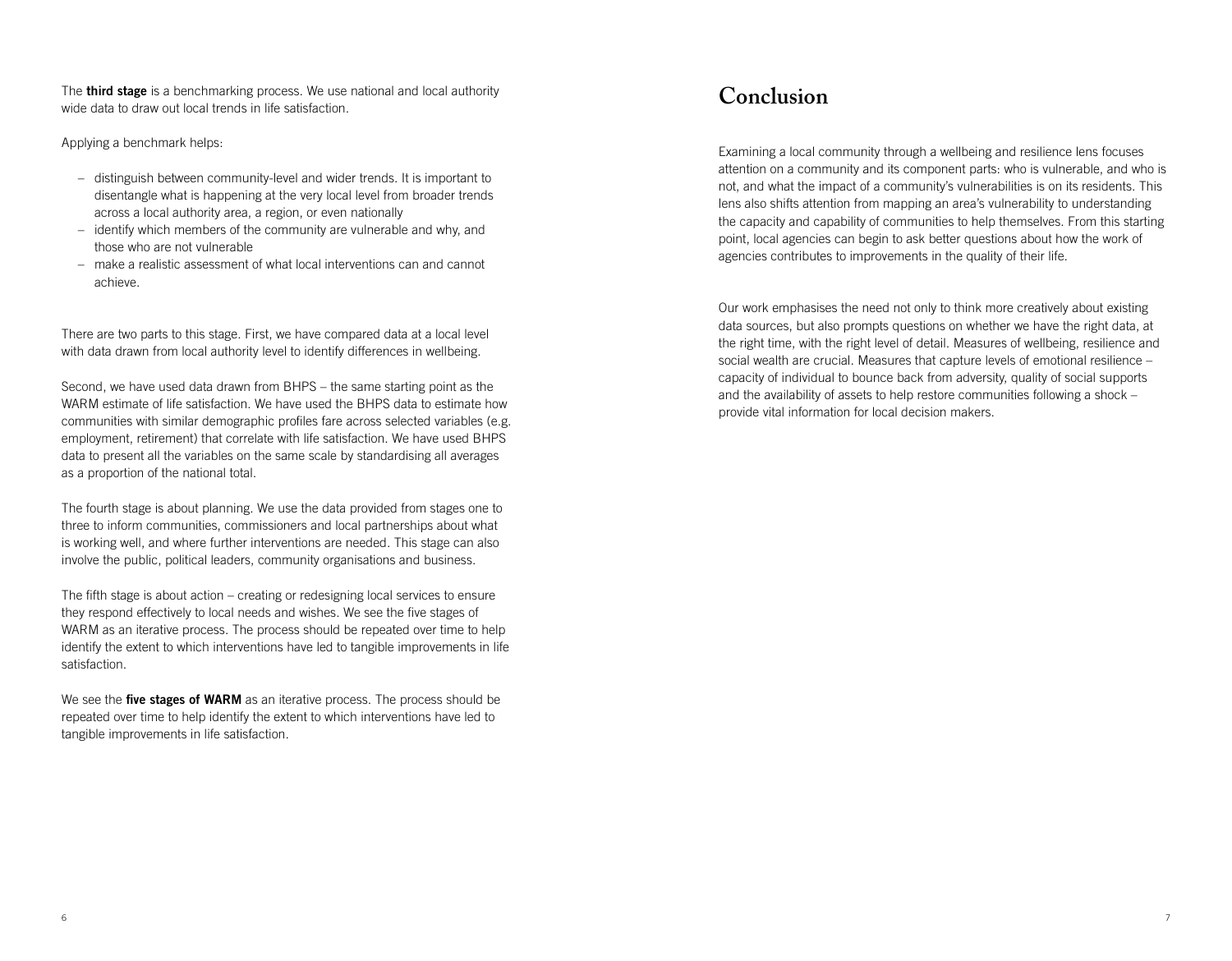The **third stage** is a benchmarking process. We use national and local authority wide data to draw out local trends in life satisfaction.

Applying a benchmark helps:

- distinguish between community-level and wider trends. It is important to disentangle what is happening at the very local level from broader trends across a local authority area, a region, or even nationally
- identify which members of the community are vulnerable and why, and those who are not vulnerable
- make a realistic assessment of what local interventions can and cannot achieve.

There are two parts to this stage. First, we have compared data at a local level with data drawn from local authority level to identify differences in wellbeing.

Second, we have used data drawn from BHPS – the same starting point as the WARM estimate of life satisfaction. We have used the BHPS data to estimate how communities with similar demographic profiles fare across selected variables (e.g. employment, retirement) that correlate with life satisfaction. We have used BHPS data to present all the variables on the same scale by standardising all averages as a proportion of the national total.

The fourth stage is about planning. We use the data provided from stages one to three to inform communities, commissioners and local partnerships about what is working well, and where further interventions are needed. This stage can also involve the public, political leaders, community organisations and business.

The fifth stage is about action – creating or redesigning local services to ensure they respond effectively to local needs and wishes. We see the five stages of WARM as an iterative process. The process should be repeated over time to help identify the extent to which interventions have led to tangible improvements in life satisfaction.

We see the **five stages of WARM** as an iterative process. The process should be repeated over time to help identify the extent to which interventions have led to tangible improvements in life satisfaction.

# Conclusion

Examining a local community through a wellbeing and resilience lens focuses attention on a community and its component parts: who is vulnerable, and who is not, and what the impact of a community's vulnerabilities is on its residents. This lens also shifts attention from mapping an area's vulnerability to understanding the capacity and capability of communities to help themselves. From this starting point, local agencies can begin to ask better questions about how the work of agencies contributes to improvements in the quality of their life.

Our work emphasises the need not only to think more creatively about existing data sources, but also prompts questions on whether we have the right data, at the right time, with the right level of detail. Measures of wellbeing, resilience and social wealth are crucial. Measures that capture levels of emotional resilience – capacity of individual to bounce back from adversity, quality of social supports and the availability of assets to help restore communities following a shock – provide vital information for local decision makers.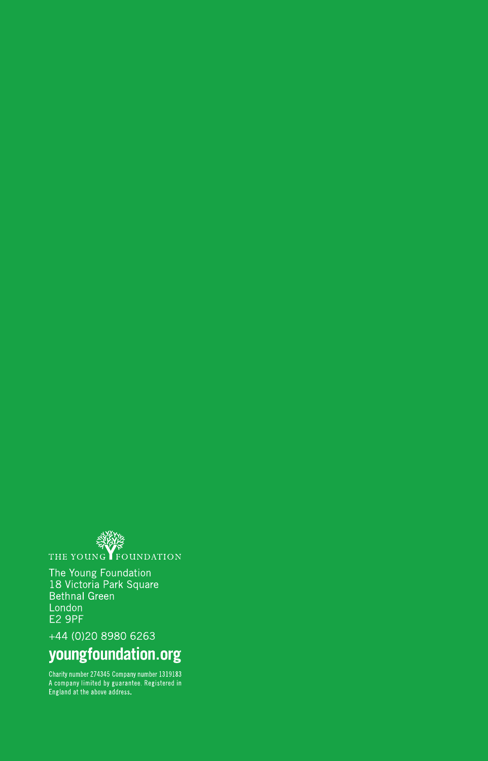THE YOUNG FOUNDATION

The Young Foundation
18 Victoria Park Square
Bethnal Green
London
E2 9PF

+44 (0)20 8980 6263

**youngfoundation.org**

Charity number 274345 Company number 1319183
A company limited by guarantee. Registered in England at the above address.